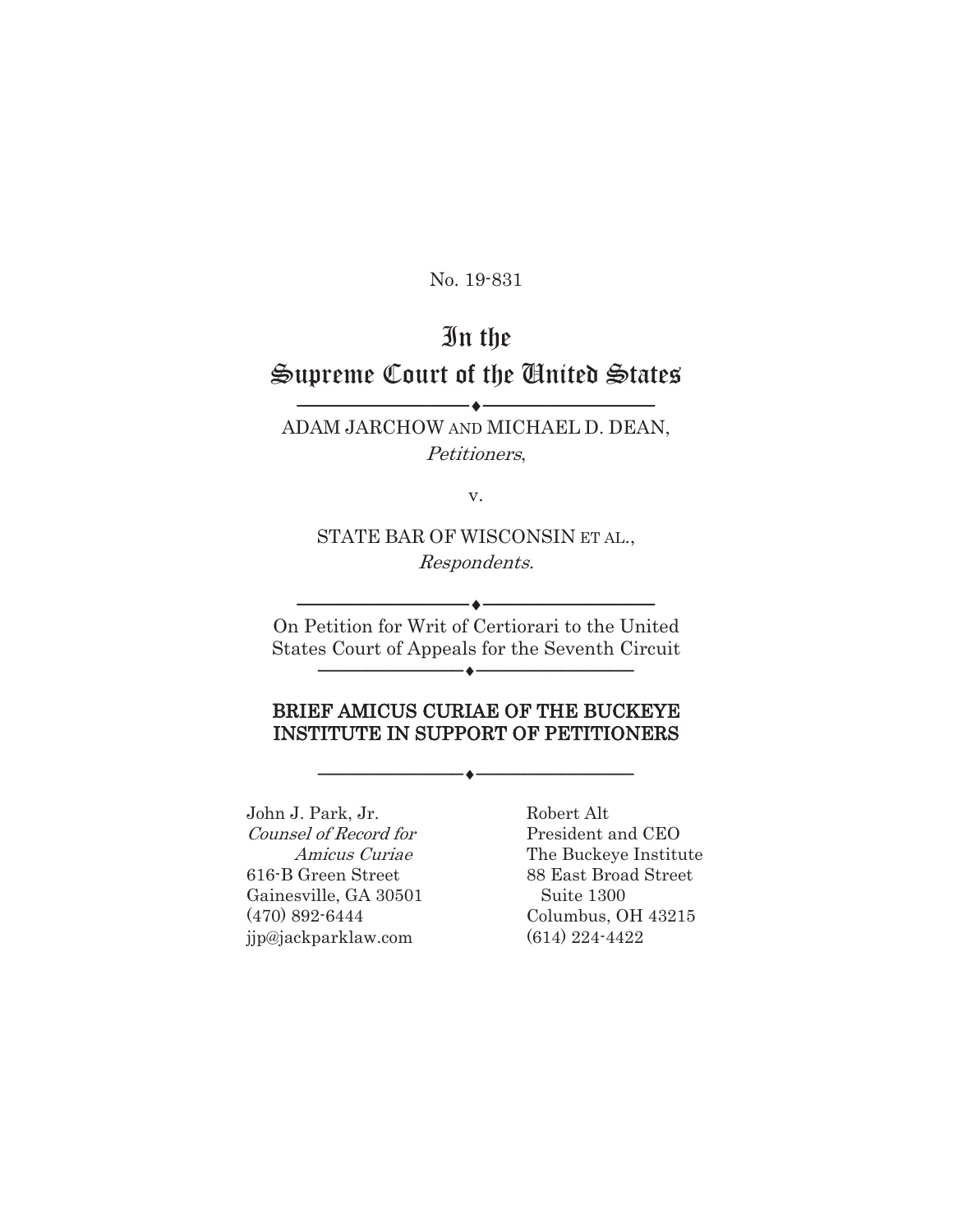No. 19-831

# In the Supreme Court of the United States

ADAM JARCHOW AND MICHAEL D. DEAN,
*Petitioners*,

v.

STATE BAR OF WISCONSIN ET AL.,
*Respondents.*

On Petition for Writ of Certiorari to the United States Court of Appeals for the Seventh Circuit

**BRIEF AMICUS CURIAE OF THE BUCKEYE INSTITUTE IN SUPPORT OF PETITIONERS**

John J. Park, Jr.
*Counsel of Record for Amicus Curiae*
616-B Green Street
Gainesville, GA 30501
(470) 892-6444
jjp@jackparklaw.com

Robert Alt
President and CEO
The Buckeye Institute
88 East Broad Street
Suite 1300
Columbus, OH 43215
(614) 224-4422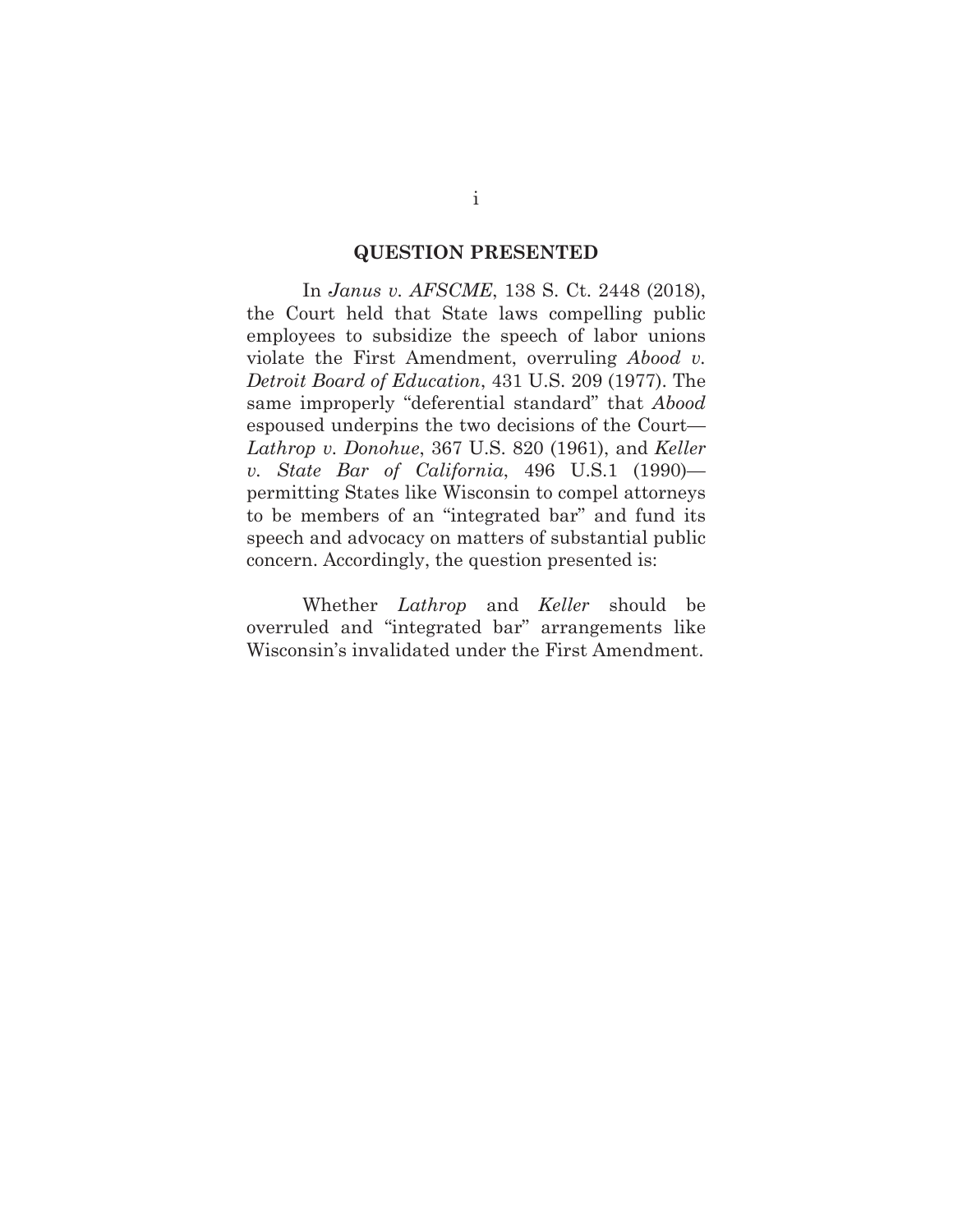## QUESTION PRESENTED

In *Janus v. AFSCME*, 138 S. Ct. 2448 (2018), the Court held that State laws compelling public employees to subsidize the speech of labor unions violate the First Amendment, overruling *Abood v. Detroit Board of Education*, 431 U.S. 209 (1977). The same improperly "deferential standard" that *Abood* espoused underpins the two decisions of the Court—*Lathrop v. Donohue*, 367 U.S. 820 (1961), and *Keller v. State Bar of California*, 496 U.S.1 (1990)—permitting States like Wisconsin to compel attorneys to be members of an "integrated bar" and fund its speech and advocacy on matters of substantial public concern. Accordingly, the question presented is:

Whether *Lathrop* and *Keller* should be overruled and "integrated bar" arrangements like Wisconsin's invalidated under the First Amendment.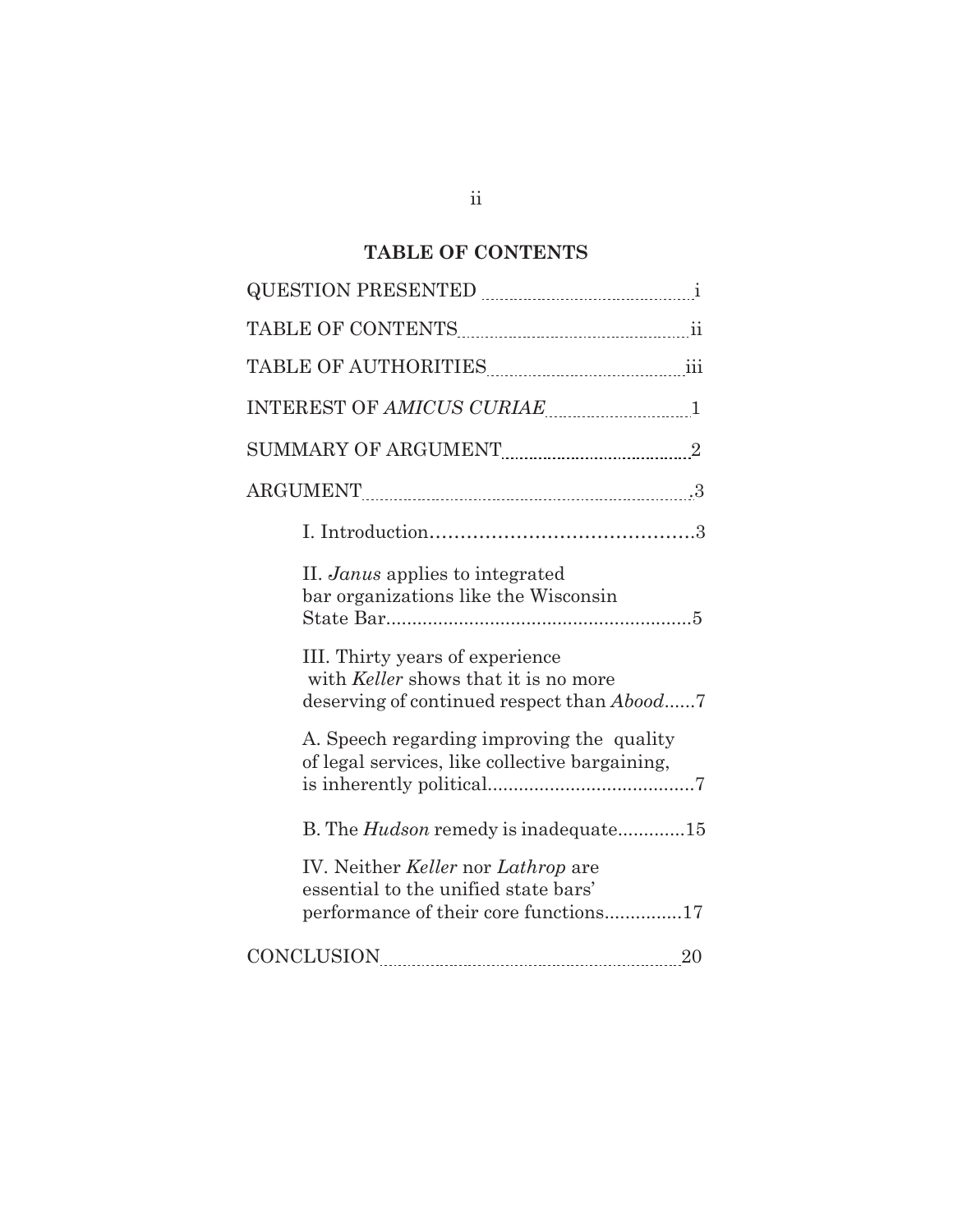## TABLE OF CONTENTS

QUESTION PRESENTED ........ i

TABLE OF CONTENTS ........ ii

TABLE OF AUTHORITIES ........ iii

INTEREST OF *AMICUS CURIAE* ........ 1

SUMMARY OF ARGUMENT ........ 2

ARGUMENT ........ 3

- I. Introduction........3
- II. *Janus* applies to integrated bar organizations like the Wisconsin State Bar........5
- III. Thirty years of experience with *Keller* shows that it is no more deserving of continued respect than *Abood*......7
  - A. Speech regarding improving the quality of legal services, like collective bargaining, is inherently political........7
  - B. The *Hudson* remedy is inadequate.............15
- IV. Neither *Keller* nor *Lathrop* are essential to the unified state bars' performance of their core functions...............17

CONCLUSION ........ 20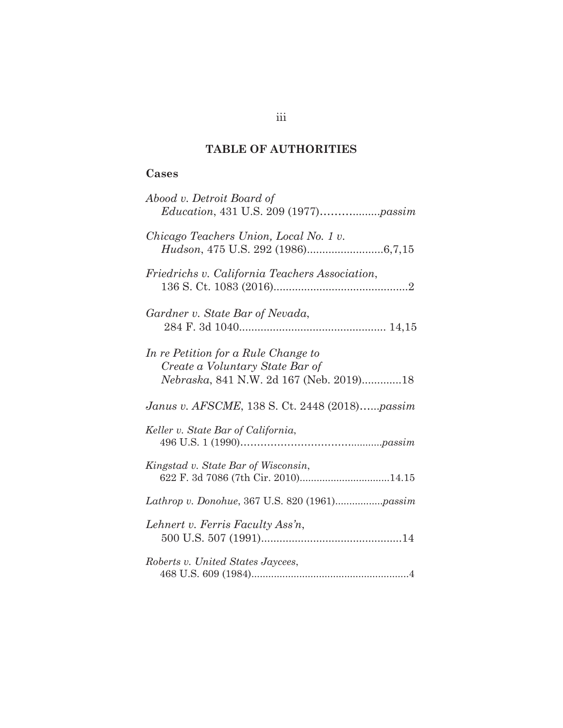## TABLE OF AUTHORITIES

### Cases

*Abood v. Detroit Board of Education*, 431 U.S. 209 (1977)..................*passim*

*Chicago Teachers Union, Local No. 1 v. Hudson*, 475 U.S. 292 (1986).........................6,7,15

*Friedrichs v. California Teachers Association*, 136 S. Ct. 1083 (2016)............................................2

*Gardner v. State Bar of Nevada*, 284 F. 3d 1040............................................... 14,15

*In re Petition for a Rule Change to Create a Voluntary State Bar of Nebraska*, 841 N.W. 2d 167 (Neb. 2019).............18

*Janus v. AFSCME*, 138 S. Ct. 2448 (2018)......*passim*

*Keller v. State Bar of California*, 496 U.S. 1 (1990)...........................................*passim*

*Kingstad v. State Bar of Wisconsin*, 622 F. 3d 7086 (7th Cir. 2010)...............................14.15

*Lathrop v. Donohue*, 367 U.S. 820 (1961).................*passim*

*Lehnert v. Ferris Faculty Ass'n*, 500 U.S. 507 (1991)..............................................14

*Roberts v. United States Jaycees*, 468 U.S. 609 (1984).......................................................4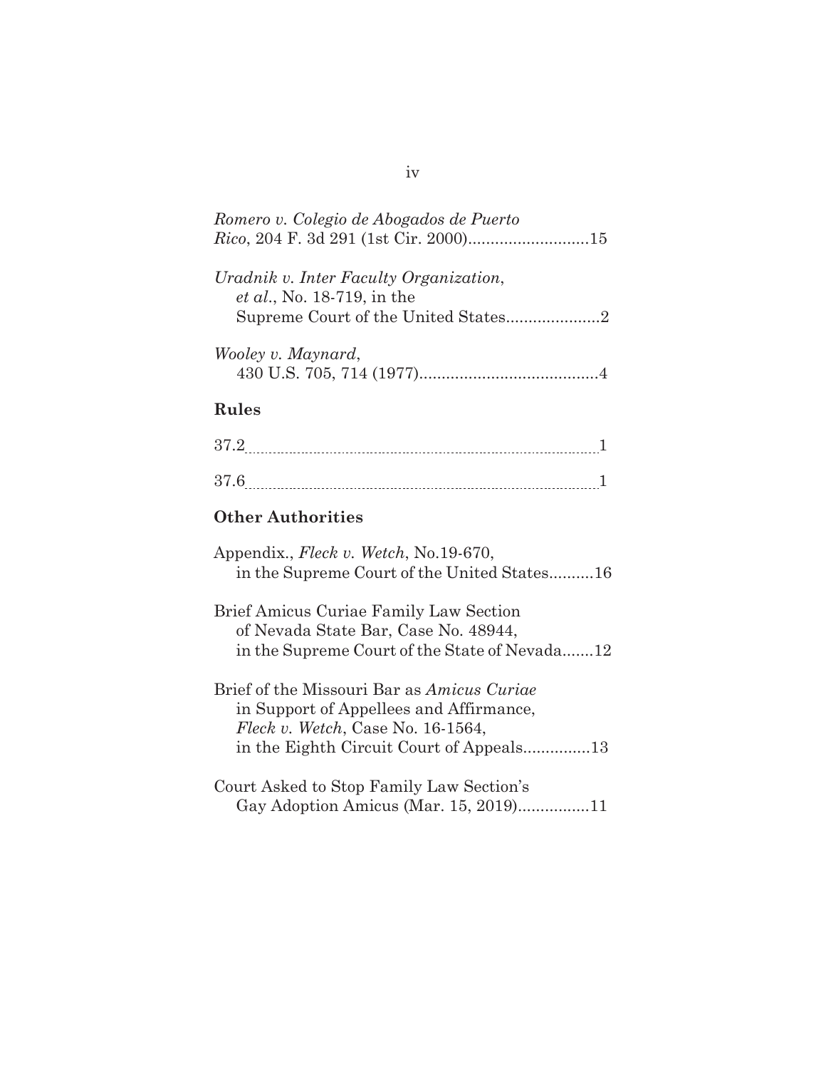*Romero v. Colegio de Abogados de Puerto Rico*, 204 F. 3d 291 (1st Cir. 2000)...........................15

*Uradnik v. Inter Faculty Organization, et al.*, No. 18-719, in the Supreme Court of the United States.....................2

*Wooley v. Maynard*, 430 U.S. 705, 714 (1977)........................................4

## Rules

37.2........................................................................................1

37.6........................................................................................1

## Other Authorities

Appendix., *Fleck v. Wetch*, No.19-670, in the Supreme Court of the United States..........16

Brief Amicus Curiae Family Law Section of Nevada State Bar, Case No. 48944, in the Supreme Court of the State of Nevada.......12

Brief of the Missouri Bar as *Amicus Curiae* in Support of Appellees and Affirmance, *Fleck v. Wetch*, Case No. 16-1564, in the Eighth Circuit Court of Appeals...............13

Court Asked to Stop Family Law Section's Gay Adoption Amicus (Mar. 15, 2019)................11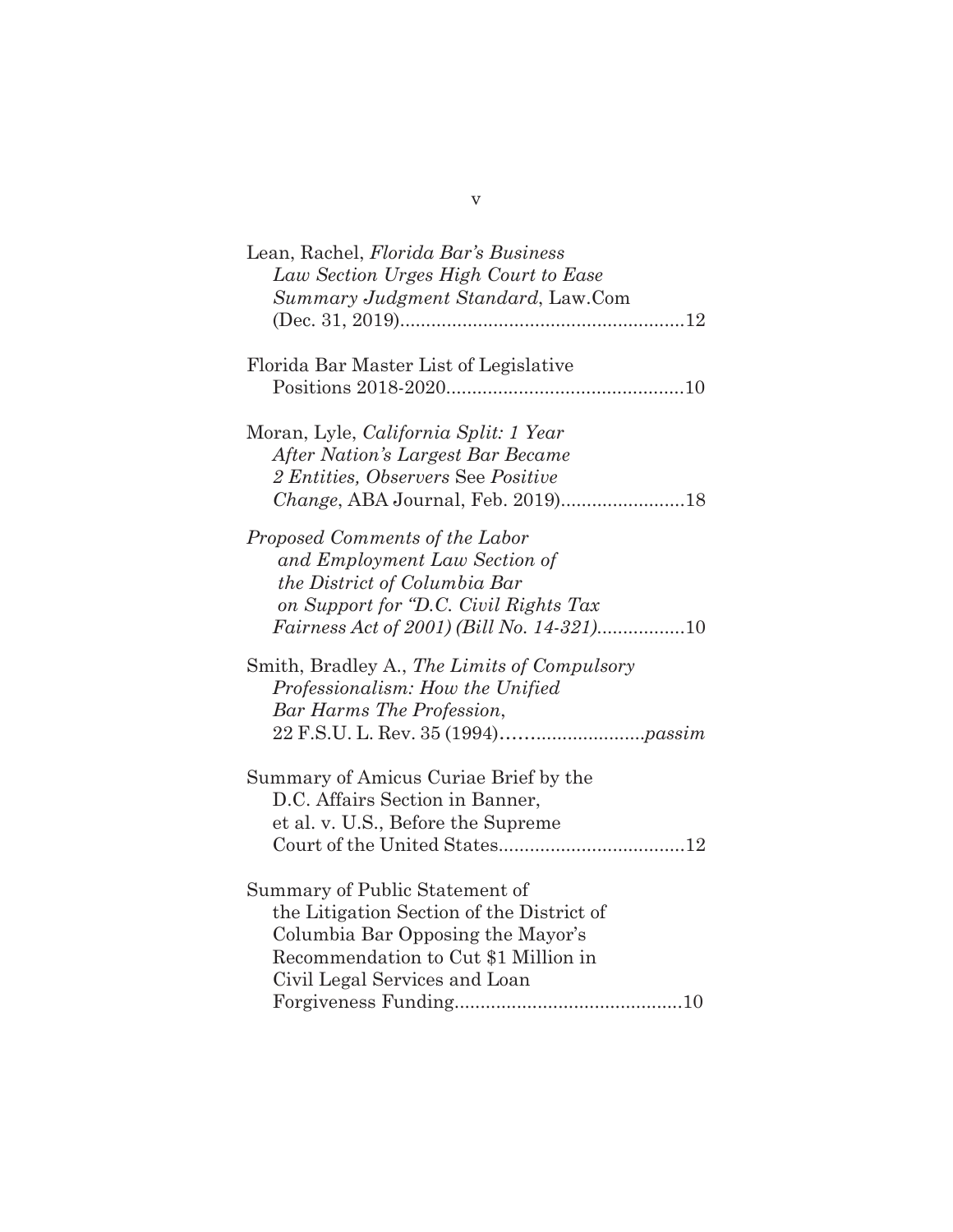Lean, Rachel, *Florida Bar's Business Law Section Urges High Court to Ease Summary Judgment Standard*, Law.Com (Dec. 31, 2019).......................................................12

Florida Bar Master List of Legislative Positions 2018-2020.............................................10

Moran, Lyle, *California Split: 1 Year After Nation's Largest Bar Became 2 Entities, Observers* See *Positive Change*, ABA Journal, Feb. 2019)........................18

*Proposed Comments of the Labor and Employment Law Section of the District of Columbia Bar on Support for "D.C. Civil Rights Tax Fairness Act of 2001) (Bill No. 14-321)*.................10

Smith, Bradley A., *The Limits of Compulsory Professionalism: How the Unified Bar Harms The Profession*, 22 F.S.U. L. Rev. 35 (1994)……......................*passim*

Summary of Amicus Curiae Brief by the D.C. Affairs Section in Banner, et al. v. U.S., Before the Supreme Court of the United States....................................12

Summary of Public Statement of the Litigation Section of the District of Columbia Bar Opposing the Mayor's Recommendation to Cut $1 Million in Civil Legal Services and Loan Forgiveness Funding............................................10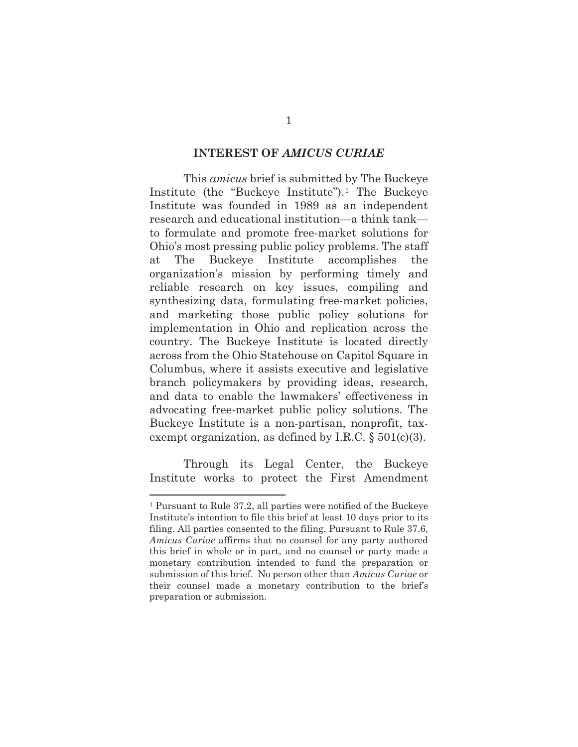## INTEREST OF *AMICUS CURIAE*

This *amicus* brief is submitted by The Buckeye Institute (the "Buckeye Institute").[1] The Buckeye Institute was founded in 1989 as an independent research and educational institution—a think tank—to formulate and promote free-market solutions for Ohio's most pressing public policy problems. The staff at The Buckeye Institute accomplishes the organization's mission by performing timely and reliable research on key issues, compiling and synthesizing data, formulating free-market policies, and marketing those public policy solutions for implementation in Ohio and replication across the country. The Buckeye Institute is located directly across from the Ohio Statehouse on Capitol Square in Columbus, where it assists executive and legislative branch policymakers by providing ideas, research, and data to enable the lawmakers' effectiveness in advocating free-market public policy solutions. The Buckeye Institute is a non-partisan, nonprofit, tax-exempt organization, as defined by I.R.C. § 501(c)(3).

Through its Legal Center, the Buckeye Institute works to protect the First Amendment

---

[1] Pursuant to Rule 37.2, all parties were notified of the Buckeye Institute's intention to file this brief at least 10 days prior to its filing. All parties consented to the filing. Pursuant to Rule 37.6, *Amicus Curiae* affirms that no counsel for any party authored this brief in whole or in part, and no counsel or party made a monetary contribution intended to fund the preparation or submission of this brief. No person other than *Amicus Curiae* or their counsel made a monetary contribution to the brief's preparation or submission.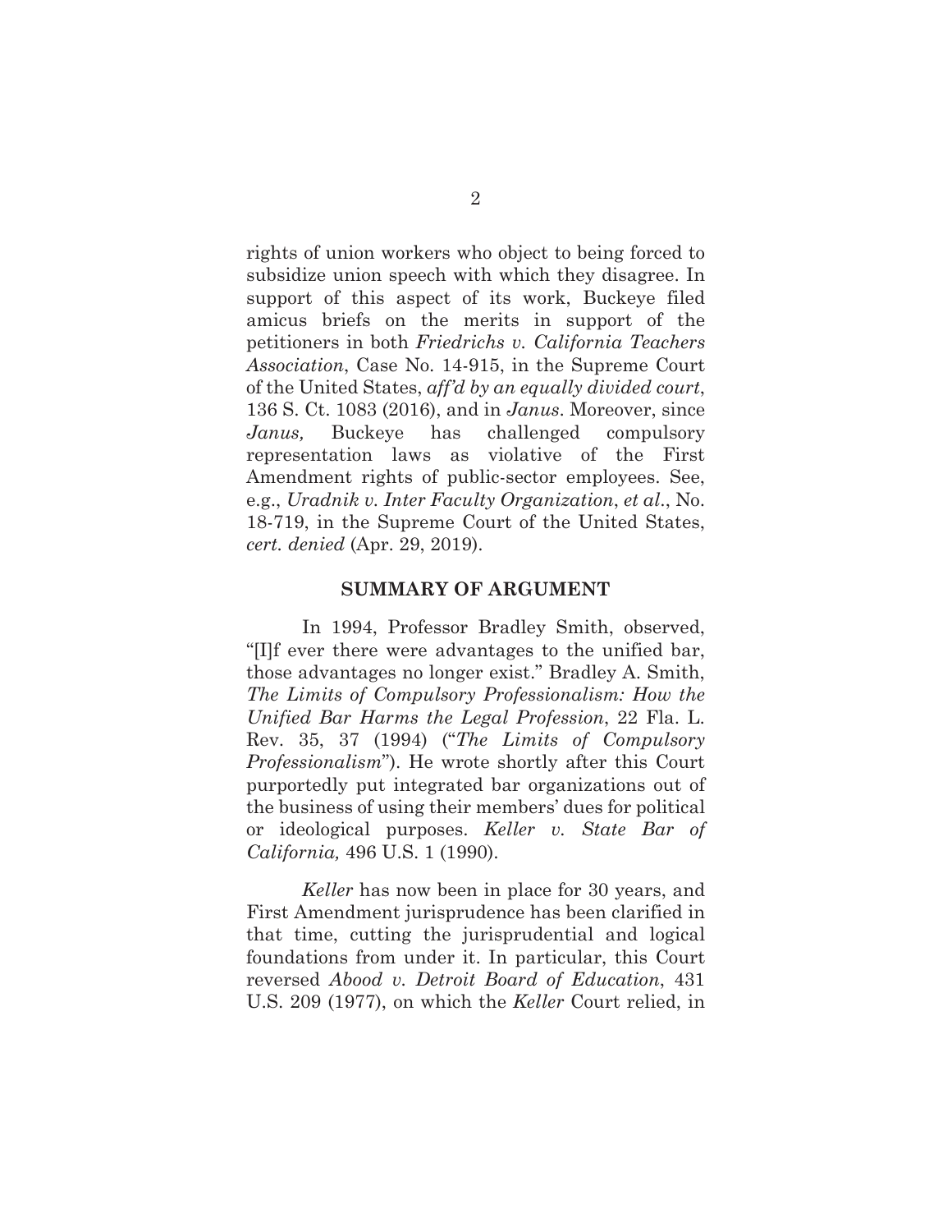rights of union workers who object to being forced to subsidize union speech with which they disagree. In support of this aspect of its work, Buckeye filed amicus briefs on the merits in support of the petitioners in both *Friedrichs v. California Teachers Association*, Case No. 14-915, in the Supreme Court of the United States, *aff'd by an equally divided court*, 136 S. Ct. 1083 (2016), and in *Janus*. Moreover, since *Janus,* Buckeye has challenged compulsory representation laws as violative of the First Amendment rights of public-sector employees. See, e.g., *Uradnik v. Inter Faculty Organization, et al*., No. 18-719, in the Supreme Court of the United States, *cert. denied* (Apr. 29, 2019).

## SUMMARY OF ARGUMENT

In 1994, Professor Bradley Smith, observed, "[I]f ever there were advantages to the unified bar, those advantages no longer exist." Bradley A. Smith, *The Limits of Compulsory Professionalism: How the Unified Bar Harms the Legal Profession*, 22 Fla. L. Rev. 35, 37 (1994) ("*The Limits of Compulsory Professionalism*"). He wrote shortly after this Court purportedly put integrated bar organizations out of the business of using their members' dues for political or ideological purposes. *Keller v. State Bar of California,* 496 U.S. 1 (1990).

*Keller* has now been in place for 30 years, and First Amendment jurisprudence has been clarified in that time, cutting the jurisprudential and logical foundations from under it. In particular, this Court reversed *Abood v. Detroit Board of Education*, 431 U.S. 209 (1977), on which the *Keller* Court relied, in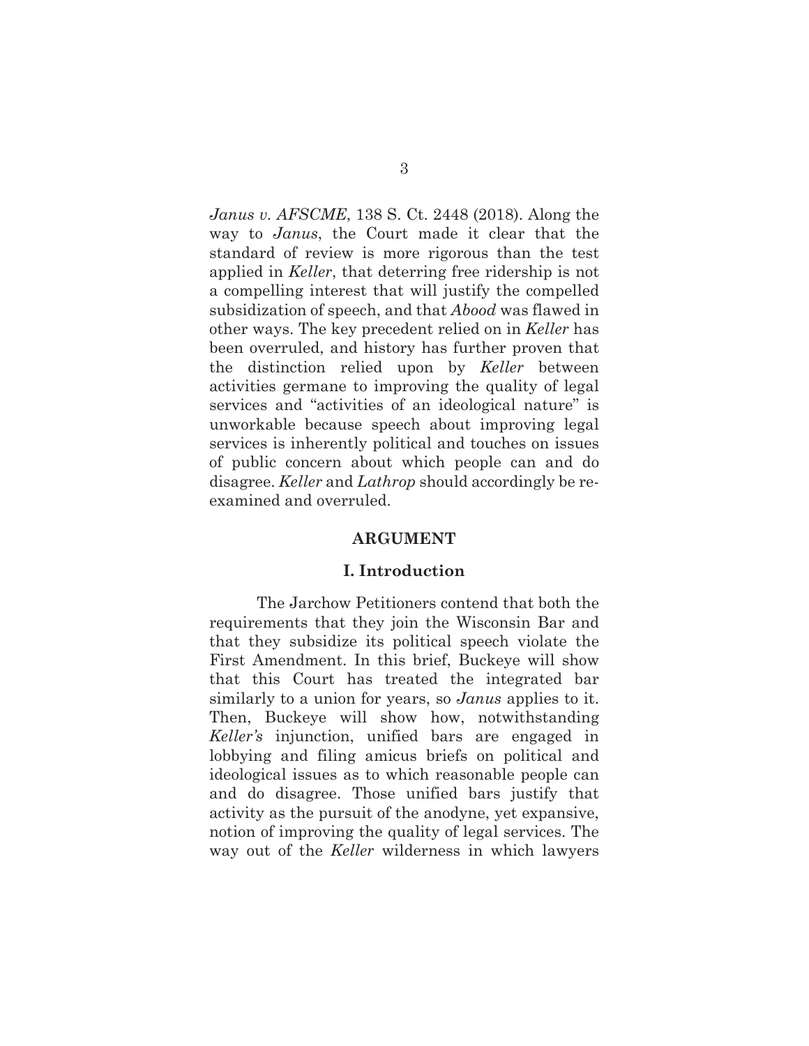*Janus v. AFSCME*, 138 S. Ct. 2448 (2018). Along the way to *Janus*, the Court made it clear that the standard of review is more rigorous than the test applied in *Keller*, that deterring free ridership is not a compelling interest that will justify the compelled subsidization of speech, and that *Abood* was flawed in other ways. The key precedent relied on in *Keller* has been overruled, and history has further proven that the distinction relied upon by *Keller* between activities germane to improving the quality of legal services and "activities of an ideological nature" is unworkable because speech about improving legal services is inherently political and touches on issues of public concern about which people can and do disagree. *Keller* and *Lathrop* should accordingly be re-examined and overruled.

## ARGUMENT

### I. Introduction

The Jarchow Petitioners contend that both the requirements that they join the Wisconsin Bar and that they subsidize its political speech violate the First Amendment. In this brief, Buckeye will show that this Court has treated the integrated bar similarly to a union for years, so *Janus* applies to it. Then, Buckeye will show how, notwithstanding *Keller's* injunction, unified bars are engaged in lobbying and filing amicus briefs on political and ideological issues as to which reasonable people can and do disagree. Those unified bars justify that activity as the pursuit of the anodyne, yet expansive, notion of improving the quality of legal services. The way out of the *Keller* wilderness in which lawyers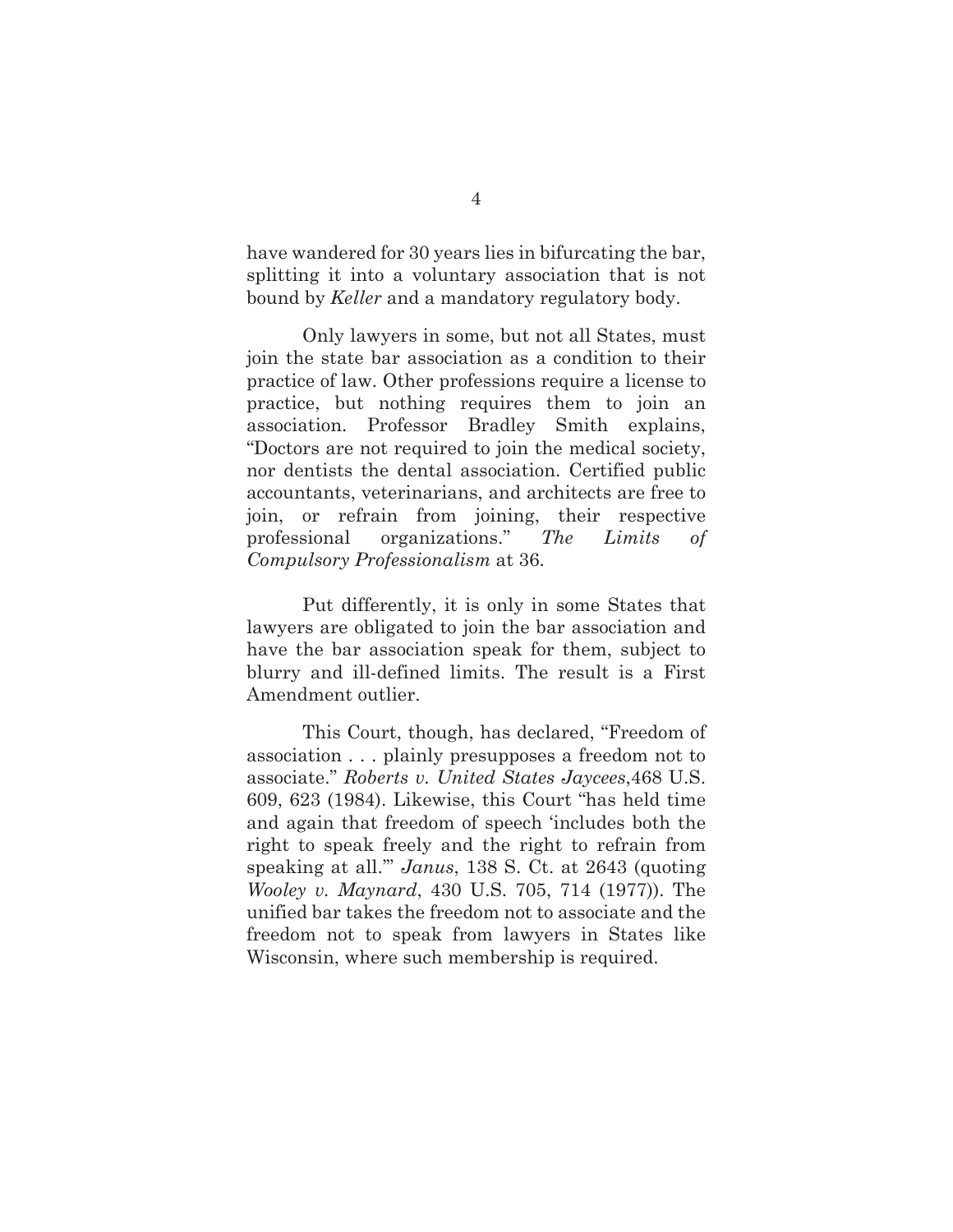have wandered for 30 years lies in bifurcating the bar, splitting it into a voluntary association that is not bound by *Keller* and a mandatory regulatory body.

Only lawyers in some, but not all States, must join the state bar association as a condition to their practice of law. Other professions require a license to practice, but nothing requires them to join an association. Professor Bradley Smith explains, "Doctors are not required to join the medical society, nor dentists the dental association. Certified public accountants, veterinarians, and architects are free to join, or refrain from joining, their respective professional organizations." *The Limits of Compulsory Professionalism* at 36.

Put differently, it is only in some States that lawyers are obligated to join the bar association and have the bar association speak for them, subject to blurry and ill-defined limits. The result is a First Amendment outlier.

This Court, though, has declared, "Freedom of association . . . plainly presupposes a freedom not to associate." *Roberts v. United States Jaycees*,468 U.S. 609, 623 (1984). Likewise, this Court "has held time and again that freedom of speech 'includes both the right to speak freely and the right to refrain from speaking at all.'" *Janus*, 138 S. Ct. at 2643 (quoting *Wooley v. Maynard*, 430 U.S. 705, 714 (1977)). The unified bar takes the freedom not to associate and the freedom not to speak from lawyers in States like Wisconsin, where such membership is required.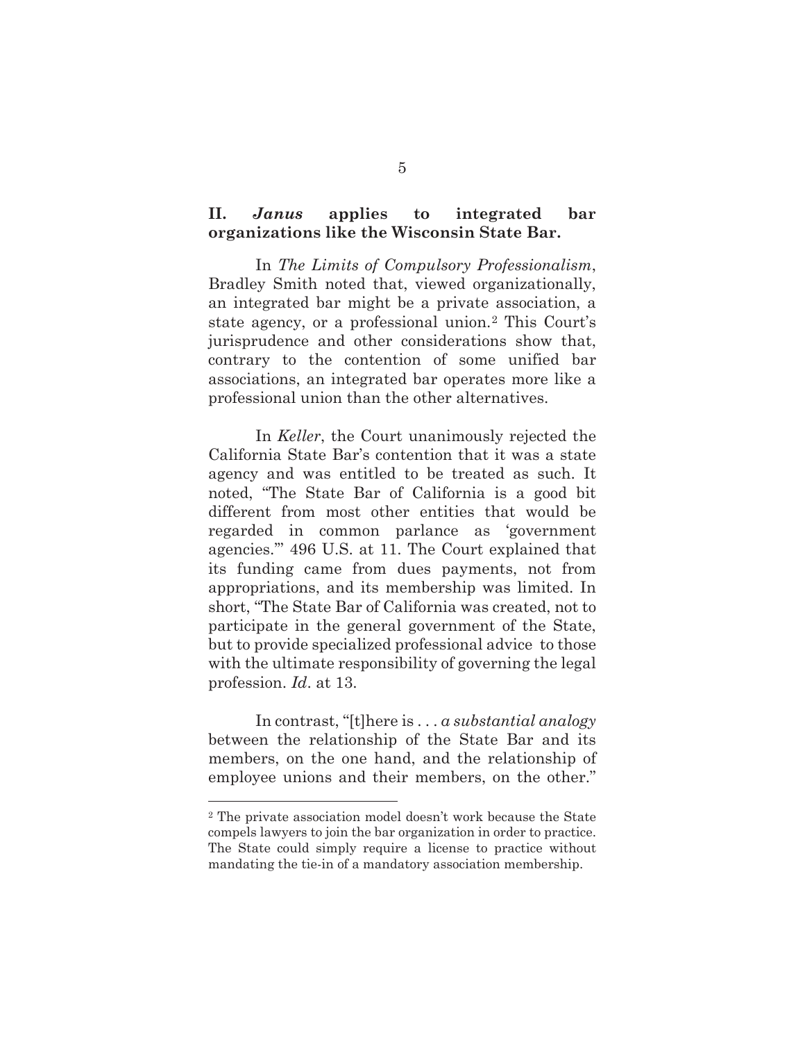## II. *Janus* applies to integrated bar organizations like the Wisconsin State Bar.

In *The Limits of Compulsory Professionalism*, Bradley Smith noted that, viewed organizationally, an integrated bar might be a private association, a state agency, or a professional union.[2] This Court's jurisprudence and other considerations show that, contrary to the contention of some unified bar associations, an integrated bar operates more like a professional union than the other alternatives.

In *Keller*, the Court unanimously rejected the California State Bar's contention that it was a state agency and was entitled to be treated as such. It noted, "The State Bar of California is a good bit different from most other entities that would be regarded in common parlance as 'government agencies.'" 496 U.S. at 11. The Court explained that its funding came from dues payments, not from appropriations, and its membership was limited. In short, "The State Bar of California was created, not to participate in the general government of the State, but to provide specialized professional advice to those with the ultimate responsibility of governing the legal profession. *Id*. at 13.

In contrast, "[t]here is . . . *a substantial analogy* between the relationship of the State Bar and its members, on the one hand, and the relationship of employee unions and their members, on the other."

[2] The private association model doesn't work because the State compels lawyers to join the bar organization in order to practice. The State could simply require a license to practice without mandating the tie-in of a mandatory association membership.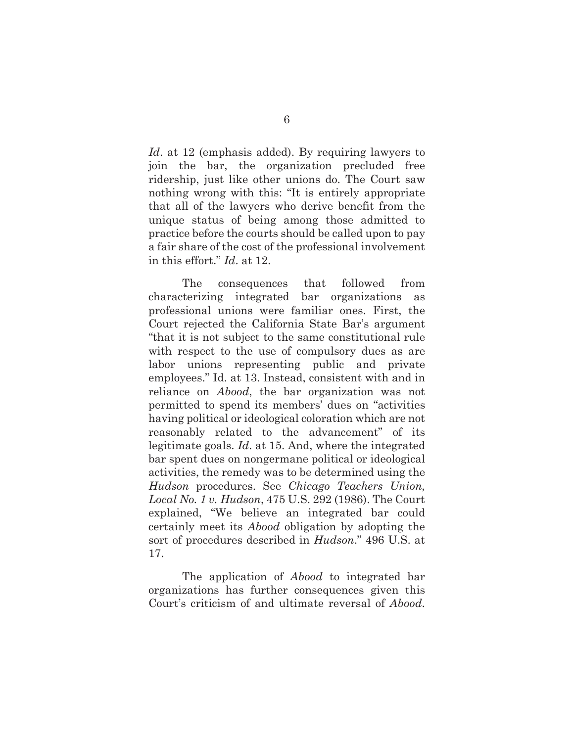*Id*. at 12 (emphasis added). By requiring lawyers to join the bar, the organization precluded free ridership, just like other unions do. The Court saw nothing wrong with this: "It is entirely appropriate that all of the lawyers who derive benefit from the unique status of being among those admitted to practice before the courts should be called upon to pay a fair share of the cost of the professional involvement in this effort." *Id*. at 12.

The consequences that followed from characterizing integrated bar organizations as professional unions were familiar ones. First, the Court rejected the California State Bar's argument "that it is not subject to the same constitutional rule with respect to the use of compulsory dues as are labor unions representing public and private employees." Id. at 13. Instead, consistent with and in reliance on *Abood*, the bar organization was not permitted to spend its members' dues on "activities having political or ideological coloration which are not reasonably related to the advancement" of its legitimate goals. *Id*. at 15. And, where the integrated bar spent dues on nongermane political or ideological activities, the remedy was to be determined using the *Hudson* procedures. See *Chicago Teachers Union, Local No. 1 v. Hudson*, 475 U.S. 292 (1986). The Court explained, "We believe an integrated bar could certainly meet its *Abood* obligation by adopting the sort of procedures described in *Hudson*." 496 U.S. at 17.

The application of *Abood* to integrated bar organizations has further consequences given this Court's criticism of and ultimate reversal of *Abood*.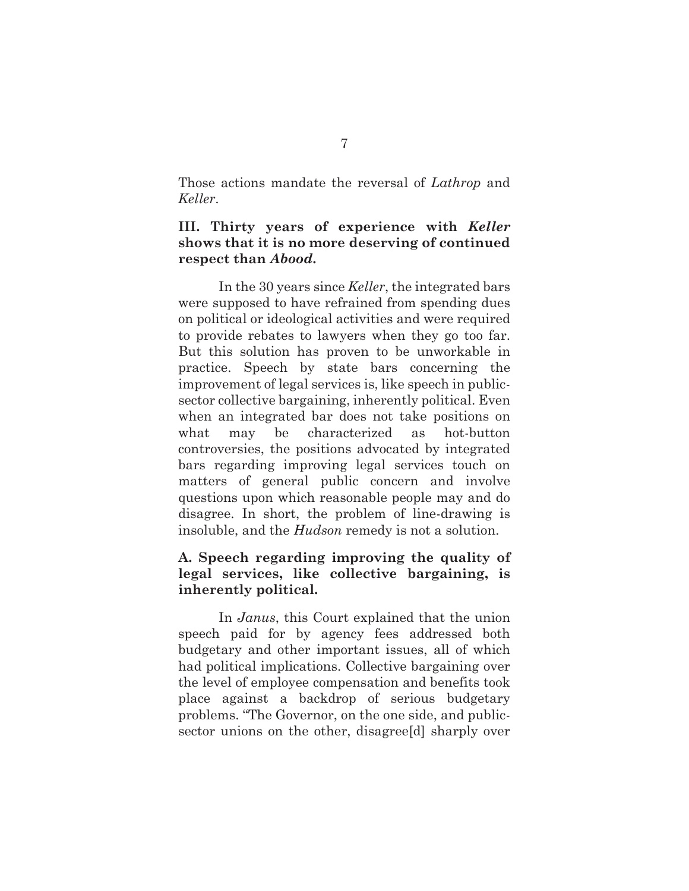Those actions mandate the reversal of *Lathrop* and *Keller*.

### III. Thirty years of experience with *Keller* shows that it is no more deserving of continued respect than *Abood.*

In the 30 years since *Keller*, the integrated bars were supposed to have refrained from spending dues on political or ideological activities and were required to provide rebates to lawyers when they go too far. But this solution has proven to be unworkable in practice. Speech by state bars concerning the improvement of legal services is, like speech in public-sector collective bargaining, inherently political. Even when an integrated bar does not take positions on what may be characterized as hot-button controversies, the positions advocated by integrated bars regarding improving legal services touch on matters of general public concern and involve questions upon which reasonable people may and do disagree. In short, the problem of line-drawing is insoluble, and the *Hudson* remedy is not a solution.

#### A. Speech regarding improving the quality of legal services, like collective bargaining, is inherently political.

In *Janus*, this Court explained that the union speech paid for by agency fees addressed both budgetary and other important issues, all of which had political implications. Collective bargaining over the level of employee compensation and benefits took place against a backdrop of serious budgetary problems. "The Governor, on the one side, and public-sector unions on the other, disagree[d] sharply over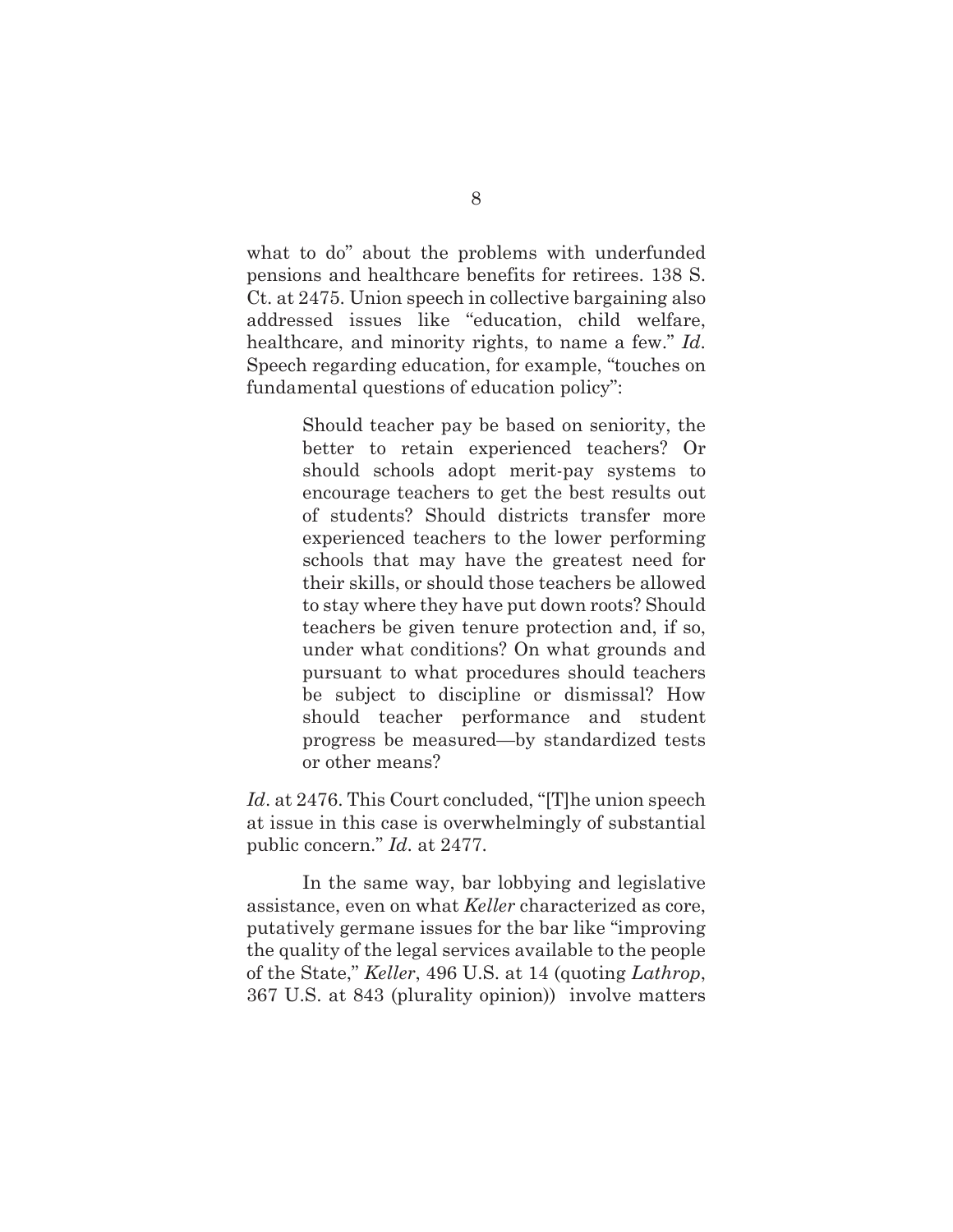what to do" about the problems with underfunded pensions and healthcare benefits for retirees. 138 S. Ct. at 2475. Union speech in collective bargaining also addressed issues like "education, child welfare, healthcare, and minority rights, to name a few." *Id*. Speech regarding education, for example, "touches on fundamental questions of education policy":

> Should teacher pay be based on seniority, the better to retain experienced teachers? Or should schools adopt merit-pay systems to encourage teachers to get the best results out of students? Should districts transfer more experienced teachers to the lower performing schools that may have the greatest need for their skills, or should those teachers be allowed to stay where they have put down roots? Should teachers be given tenure protection and, if so, under what conditions? On what grounds and pursuant to what procedures should teachers be subject to discipline or dismissal? How should teacher performance and student progress be measured—by standardized tests or other means?

*Id*. at 2476. This Court concluded, "[T]he union speech at issue in this case is overwhelmingly of substantial public concern." *Id*. at 2477.

In the same way, bar lobbying and legislative assistance, even on what *Keller* characterized as core, putatively germane issues for the bar like "improving the quality of the legal services available to the people of the State," *Keller*, 496 U.S. at 14 (quoting *Lathrop*, 367 U.S. at 843 (plurality opinion)) involve matters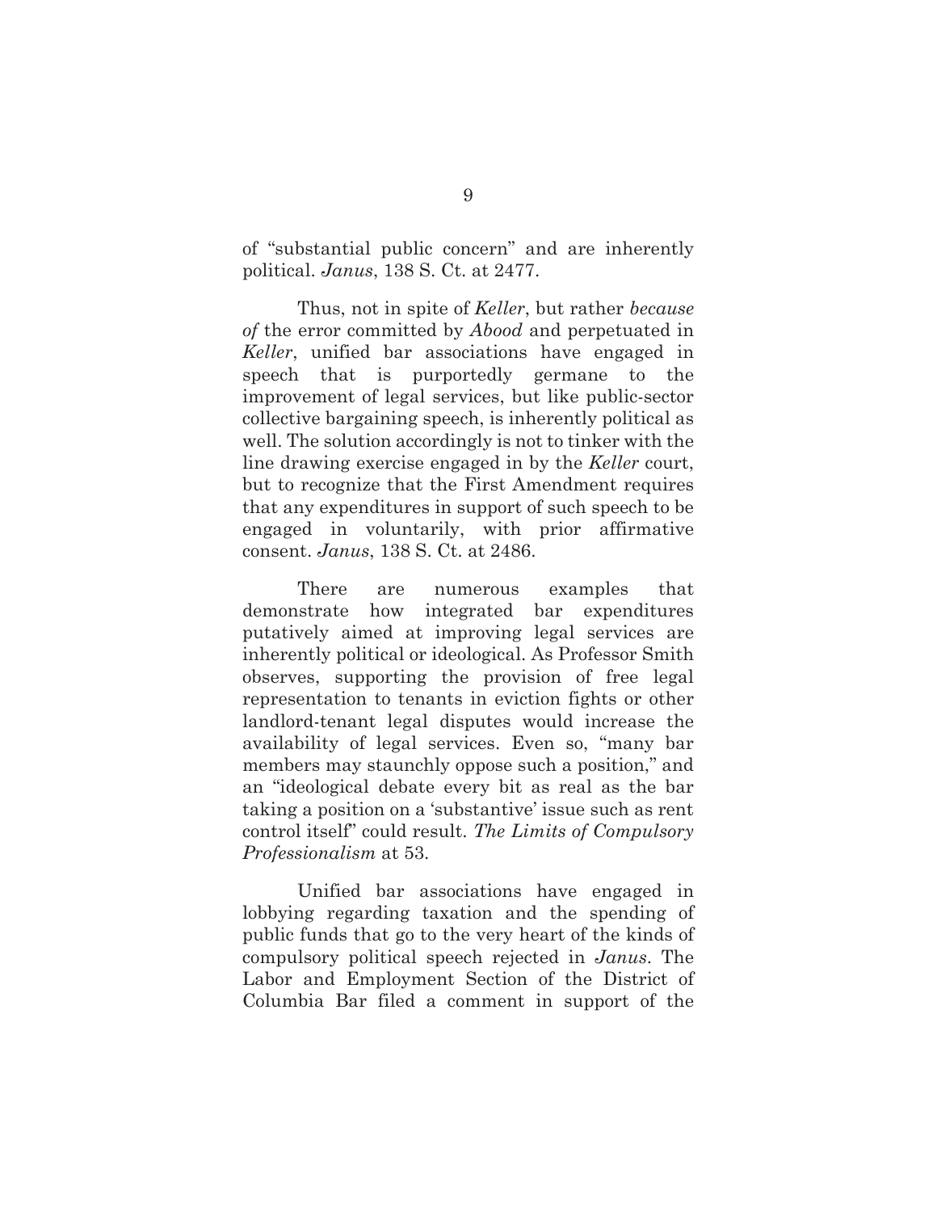of "substantial public concern" and are inherently political. *Janus*, 138 S. Ct. at 2477.

Thus, not in spite of *Keller*, but rather *because of* the error committed by *Abood* and perpetuated in *Keller*, unified bar associations have engaged in speech that is purportedly germane to the improvement of legal services, but like public-sector collective bargaining speech, is inherently political as well. The solution accordingly is not to tinker with the line drawing exercise engaged in by the *Keller* court, but to recognize that the First Amendment requires that any expenditures in support of such speech to be engaged in voluntarily, with prior affirmative consent. *Janus*, 138 S. Ct. at 2486.

There are numerous examples that demonstrate how integrated bar expenditures putatively aimed at improving legal services are inherently political or ideological. As Professor Smith observes, supporting the provision of free legal representation to tenants in eviction fights or other landlord-tenant legal disputes would increase the availability of legal services. Even so, "many bar members may staunchly oppose such a position," and an "ideological debate every bit as real as the bar taking a position on a 'substantive' issue such as rent control itself" could result. *The Limits of Compulsory Professionalism* at 53.

Unified bar associations have engaged in lobbying regarding taxation and the spending of public funds that go to the very heart of the kinds of compulsory political speech rejected in *Janus*. The Labor and Employment Section of the District of Columbia Bar filed a comment in support of the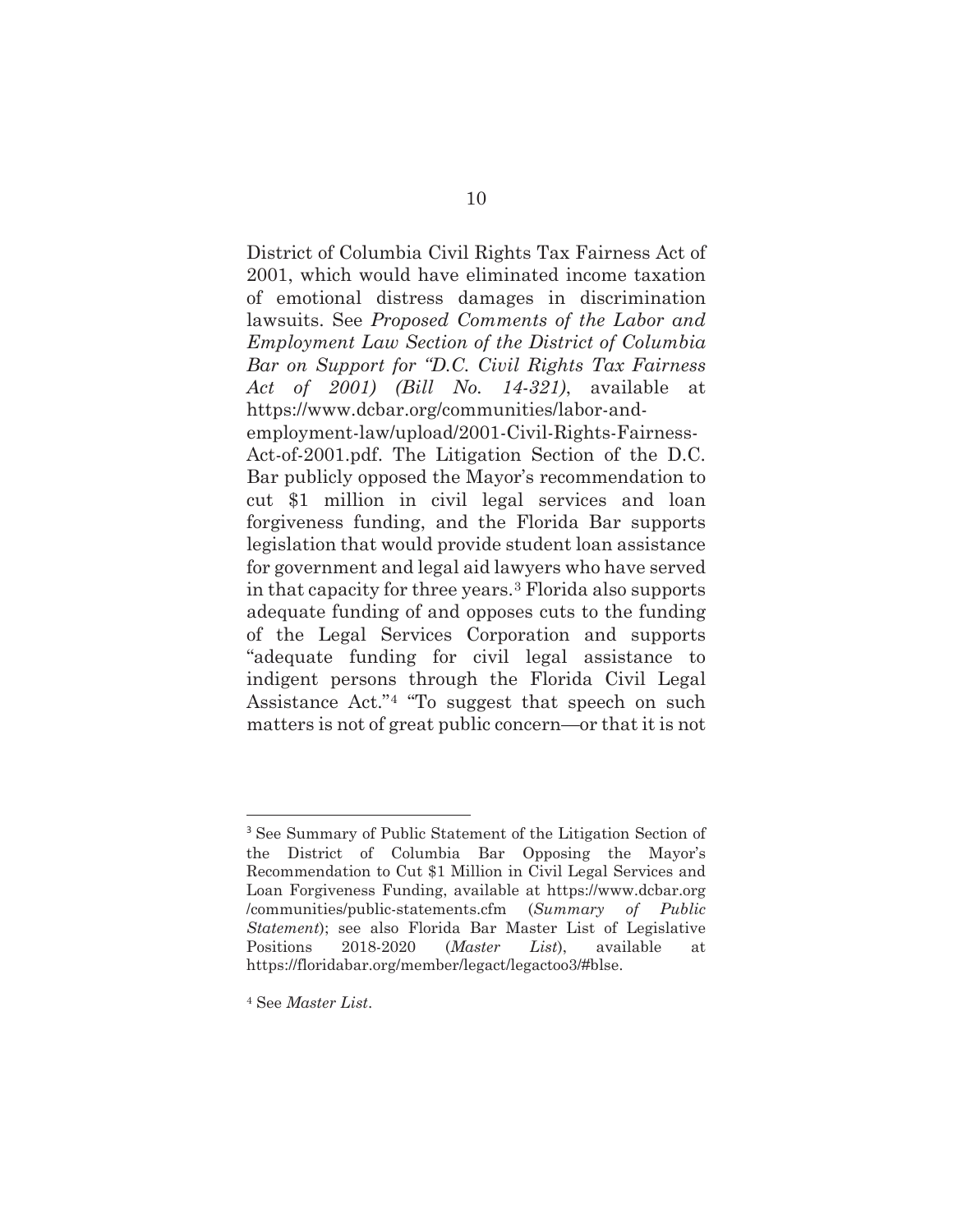District of Columbia Civil Rights Tax Fairness Act of 2001, which would have eliminated income taxation of emotional distress damages in discrimination lawsuits. See *Proposed Comments of the Labor and Employment Law Section of the District of Columbia Bar on Support for "D.C. Civil Rights Tax Fairness Act of 2001) (Bill No. 14-321)*, available at https://www.dcbar.org/communities/labor-and-employment-law/upload/2001-Civil-Rights-Fairness-Act-of-2001.pdf. The Litigation Section of the D.C. Bar publicly opposed the Mayor's recommendation to cut $1 million in civil legal services and loan forgiveness funding, and the Florida Bar supports legislation that would provide student loan assistance for government and legal aid lawyers who have served in that capacity for three years.[3] Florida also supports adequate funding of and opposes cuts to the funding of the Legal Services Corporation and supports "adequate funding for civil legal assistance to indigent persons through the Florida Civil Legal Assistance Act."[4] "To suggest that speech on such matters is not of great public concern—or that it is not

---

[3] See Summary of Public Statement of the Litigation Section of the District of Columbia Bar Opposing the Mayor's Recommendation to Cut $1 Million in Civil Legal Services and Loan Forgiveness Funding, available at https://www.dcbar.org/communities/public-statements.cfm (*Summary of Public Statement*); see also Florida Bar Master List of Legislative Positions 2018-2020 (*Master List*), available at https://floridabar.org/member/legact/legactoo3/#blse.

[4] See *Master List*.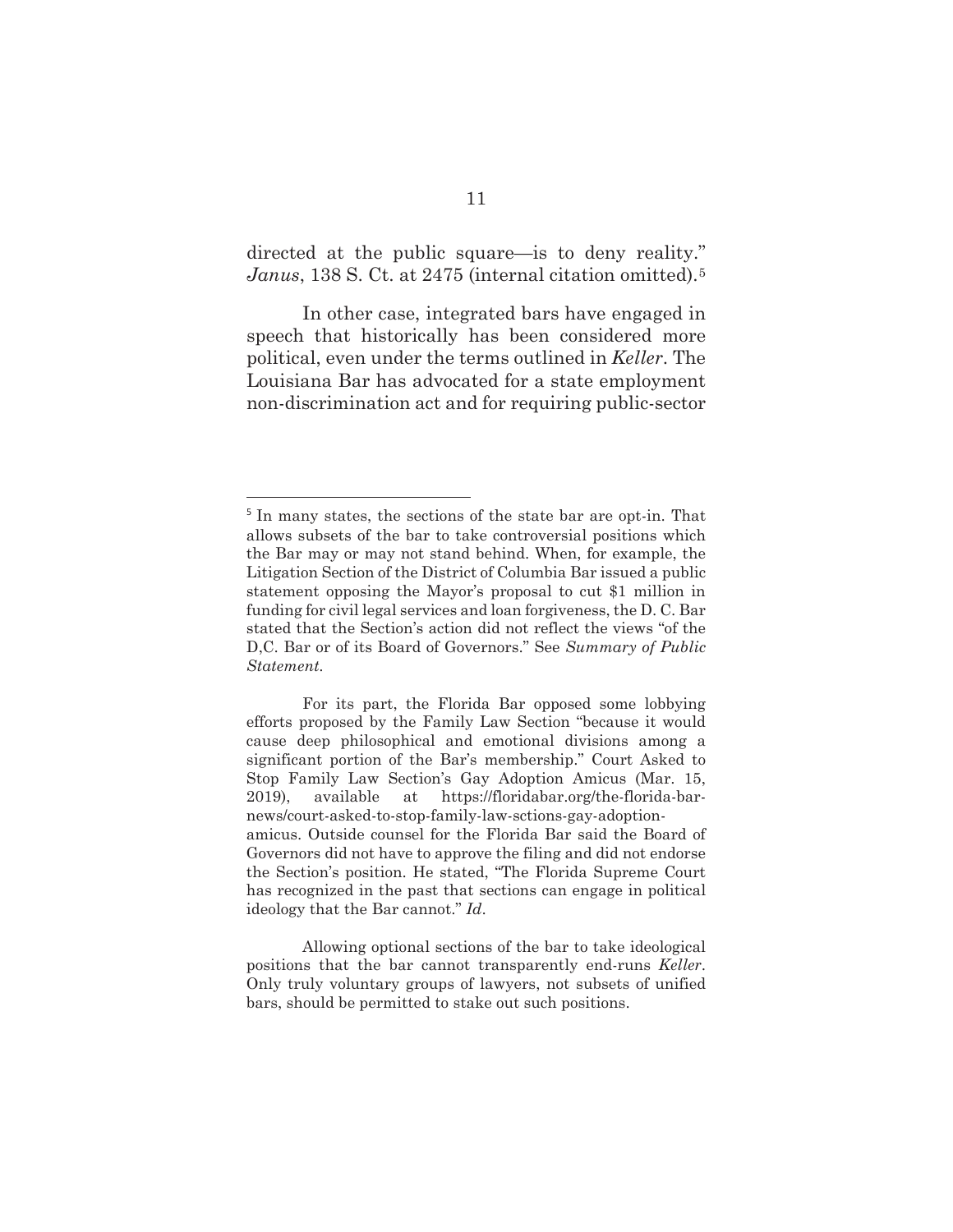directed at the public square—is to deny reality." *Janus*, 138 S. Ct. at 2475 (internal citation omitted).[5]

In other case, integrated bars have engaged in speech that historically has been considered more political, even under the terms outlined in *Keller*. The Louisiana Bar has advocated for a state employment non-discrimination act and for requiring public-sector

---

[5] In many states, the sections of the state bar are opt-in. That allows subsets of the bar to take controversial positions which the Bar may or may not stand behind. When, for example, the Litigation Section of the District of Columbia Bar issued a public statement opposing the Mayor's proposal to cut $1 million in funding for civil legal services and loan forgiveness, the D. C. Bar stated that the Section's action did not reflect the views "of the D,C. Bar or of its Board of Governors." See *Summary of Public Statement.*

For its part, the Florida Bar opposed some lobbying efforts proposed by the Family Law Section "because it would cause deep philosophical and emotional divisions among a significant portion of the Bar's membership." Court Asked to Stop Family Law Section's Gay Adoption Amicus (Mar. 15, 2019), available at https://floridabar.org/the-florida-bar-news/court-asked-to-stop-family-law-sctions-gay-adoption-amicus. Outside counsel for the Florida Bar said the Board of Governors did not have to approve the filing and did not endorse the Section's position. He stated, "The Florida Supreme Court has recognized in the past that sections can engage in political ideology that the Bar cannot." *Id*.

Allowing optional sections of the bar to take ideological positions that the bar cannot transparently end-runs *Keller*. Only truly voluntary groups of lawyers, not subsets of unified bars, should be permitted to stake out such positions.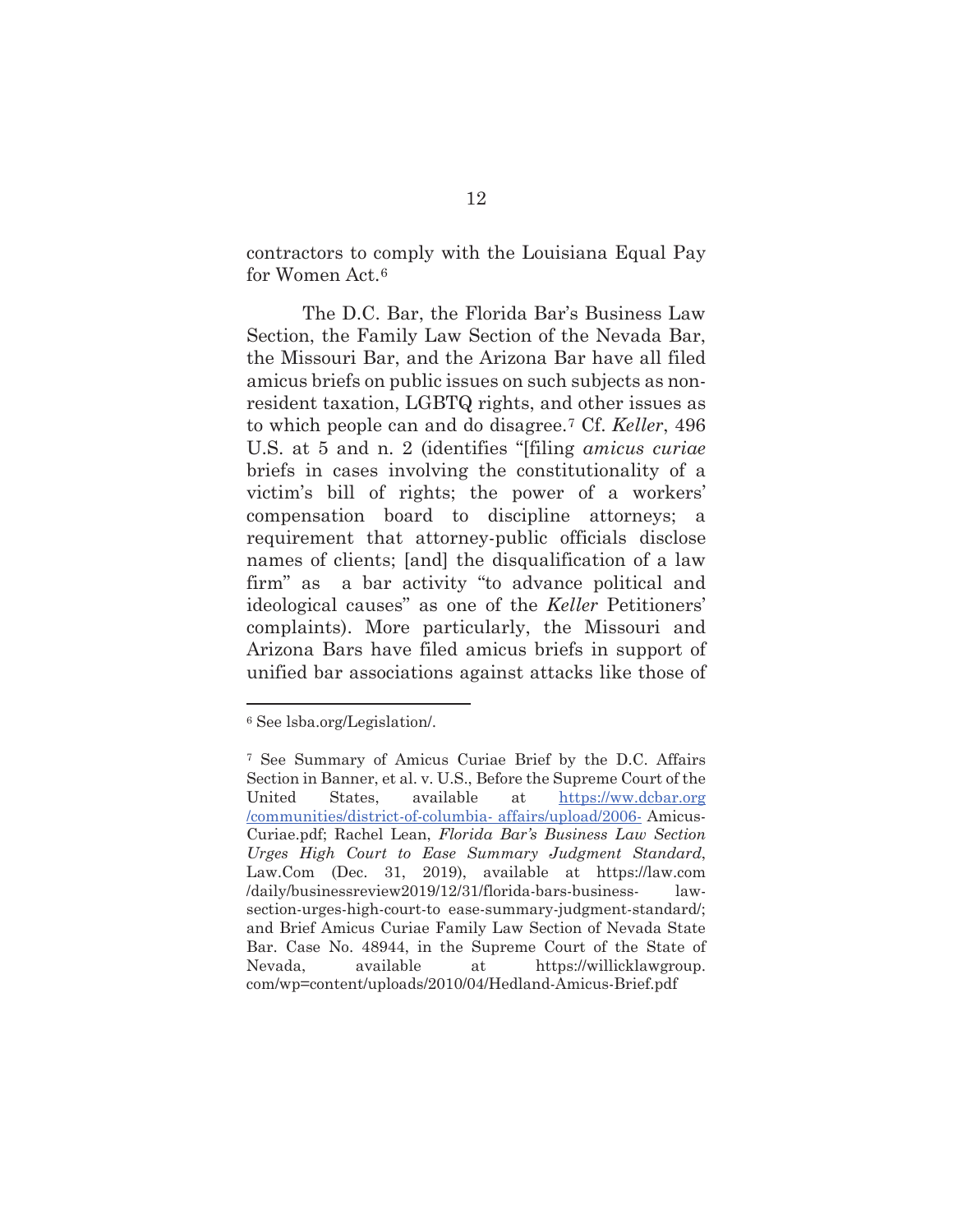contractors to comply with the Louisiana Equal Pay for Women Act.[6]

The D.C. Bar, the Florida Bar's Business Law Section, the Family Law Section of the Nevada Bar, the Missouri Bar, and the Arizona Bar have all filed amicus briefs on public issues on such subjects as non-resident taxation, LGBTQ rights, and other issues as to which people can and do disagree.[7] Cf. *Keller*, 496 U.S. at 5 and n. 2 (identifies "[filing *amicus curiae* briefs in cases involving the constitutionality of a victim's bill of rights; the power of a workers' compensation board to discipline attorneys; a requirement that attorney-public officials disclose names of clients; [and] the disqualification of a law firm" as a bar activity "to advance political and ideological causes" as one of the *Keller* Petitioners' complaints). More particularly, the Missouri and Arizona Bars have filed amicus briefs in support of unified bar associations against attacks like those of

---

[6] See lsba.org/Legislation/.

[7] See Summary of Amicus Curiae Brief by the D.C. Affairs Section in Banner, et al. v. U.S., Before the Supreme Court of the United States, available at https://ww.dcbar.org /communities/district-of-columbia- affairs/upload/2006- Amicus-Curiae.pdf; Rachel Lean, *Florida Bar's Business Law Section Urges High Court to Ease Summary Judgment Standard*, Law.Com (Dec. 31, 2019), available at https://law.com /daily/businessreview2019/12/31/florida-bars-business- law-section-urges-high-court-to ease-summary-judgment-standard/; and Brief Amicus Curiae Family Law Section of Nevada State Bar. Case No. 48944, in the Supreme Court of the State of Nevada, available at https://willicklawgroup. com/wp=content/uploads/2010/04/Hedland-Amicus-Brief.pdf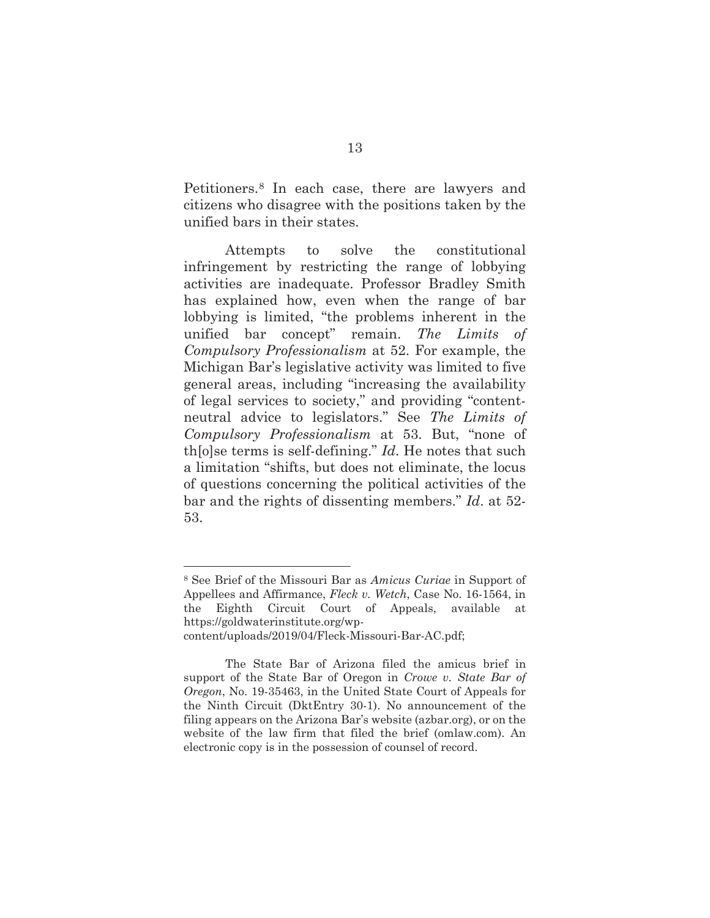Petitioners.[8] In each case, there are lawyers and citizens who disagree with the positions taken by the unified bars in their states.

Attempts to solve the constitutional infringement by restricting the range of lobbying activities are inadequate. Professor Bradley Smith has explained how, even when the range of bar lobbying is limited, "the problems inherent in the unified bar concept" remain. *The Limits of Compulsory Professionalism* at 52. For example, the Michigan Bar's legislative activity was limited to five general areas, including "increasing the availability of legal services to society," and providing "content-neutral advice to legislators." See *The Limits of Compulsory Professionalism* at 53. But, "none of th[o]se terms is self-defining." *Id*. He notes that such a limitation "shifts, but does not eliminate, the locus of questions concerning the political activities of the bar and the rights of dissenting members." *Id*. at 52-53.

---

[8] See Brief of the Missouri Bar as *Amicus Curiae* in Support of Appellees and Affirmance, *Fleck v. Wetch*, Case No. 16-1564, in the Eighth Circuit Court of Appeals, available at https://goldwaterinstitute.org/wp-content/uploads/2019/04/Fleck-Missouri-Bar-AC.pdf;

The State Bar of Arizona filed the amicus brief in support of the State Bar of Oregon in *Crowe v. State Bar of Oregon*, No. 19-35463, in the United State Court of Appeals for the Ninth Circuit (DktEntry 30-1). No announcement of the filing appears on the Arizona Bar's website (azbar.org), or on the website of the law firm that filed the brief (omlaw.com). An electronic copy is in the possession of counsel of record.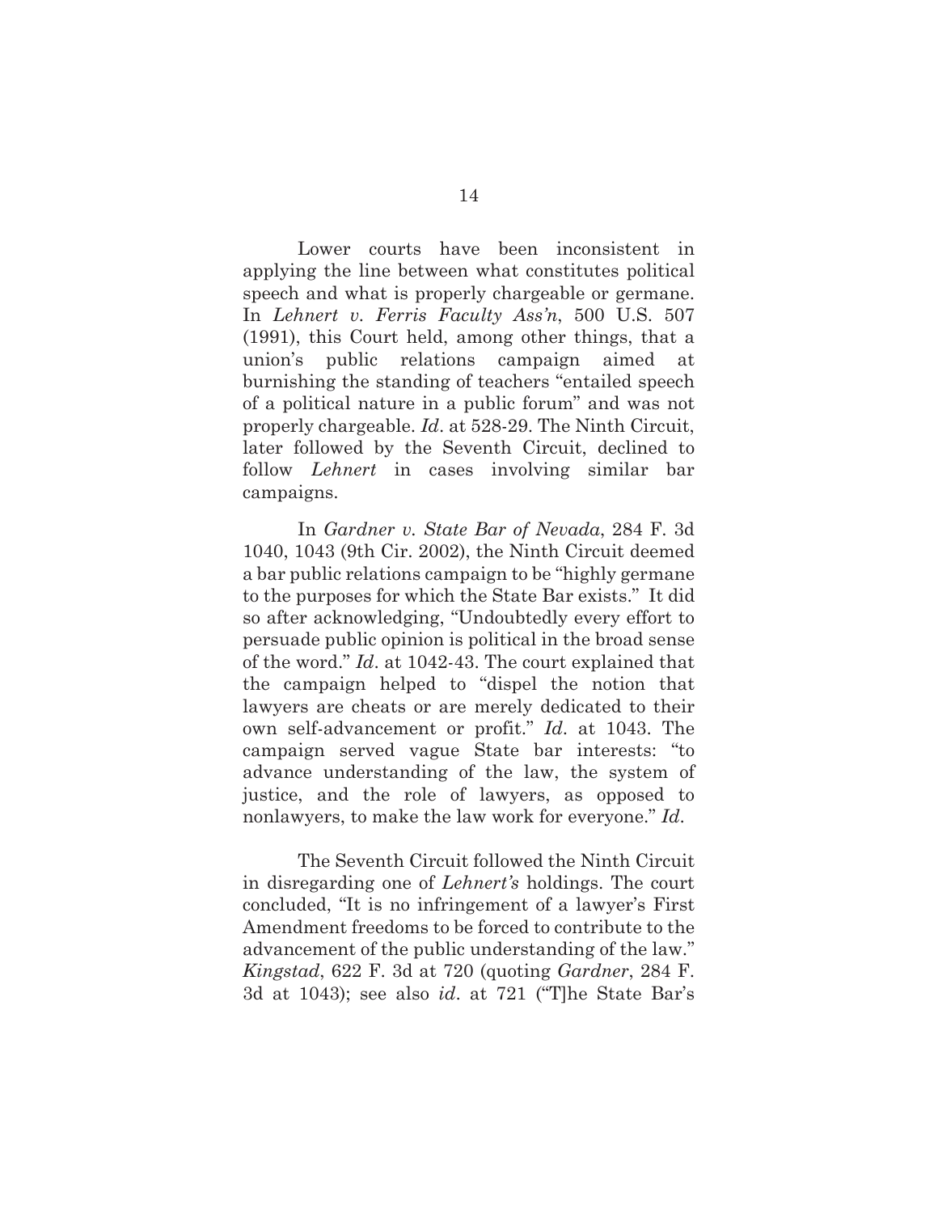Lower courts have been inconsistent in applying the line between what constitutes political speech and what is properly chargeable or germane. In *Lehnert v. Ferris Faculty Ass'n*, 500 U.S. 507 (1991), this Court held, among other things, that a union's public relations campaign aimed at burnishing the standing of teachers "entailed speech of a political nature in a public forum" and was not properly chargeable. *Id*. at 528-29. The Ninth Circuit, later followed by the Seventh Circuit, declined to follow *Lehnert* in cases involving similar bar campaigns.

In *Gardner v. State Bar of Nevada*, 284 F. 3d 1040, 1043 (9th Cir. 2002), the Ninth Circuit deemed a bar public relations campaign to be "highly germane to the purposes for which the State Bar exists." It did so after acknowledging, "Undoubtedly every effort to persuade public opinion is political in the broad sense of the word." *Id*. at 1042-43. The court explained that the campaign helped to "dispel the notion that lawyers are cheats or are merely dedicated to their own self-advancement or profit." *Id*. at 1043. The campaign served vague State bar interests: "to advance understanding of the law, the system of justice, and the role of lawyers, as opposed to nonlawyers, to make the law work for everyone." *Id*.

The Seventh Circuit followed the Ninth Circuit in disregarding one of *Lehnert's* holdings. The court concluded, "It is no infringement of a lawyer's First Amendment freedoms to be forced to contribute to the advancement of the public understanding of the law." *Kingstad*, 622 F. 3d at 720 (quoting *Gardner*, 284 F. 3d at 1043); see also *id*. at 721 ("T]he State Bar's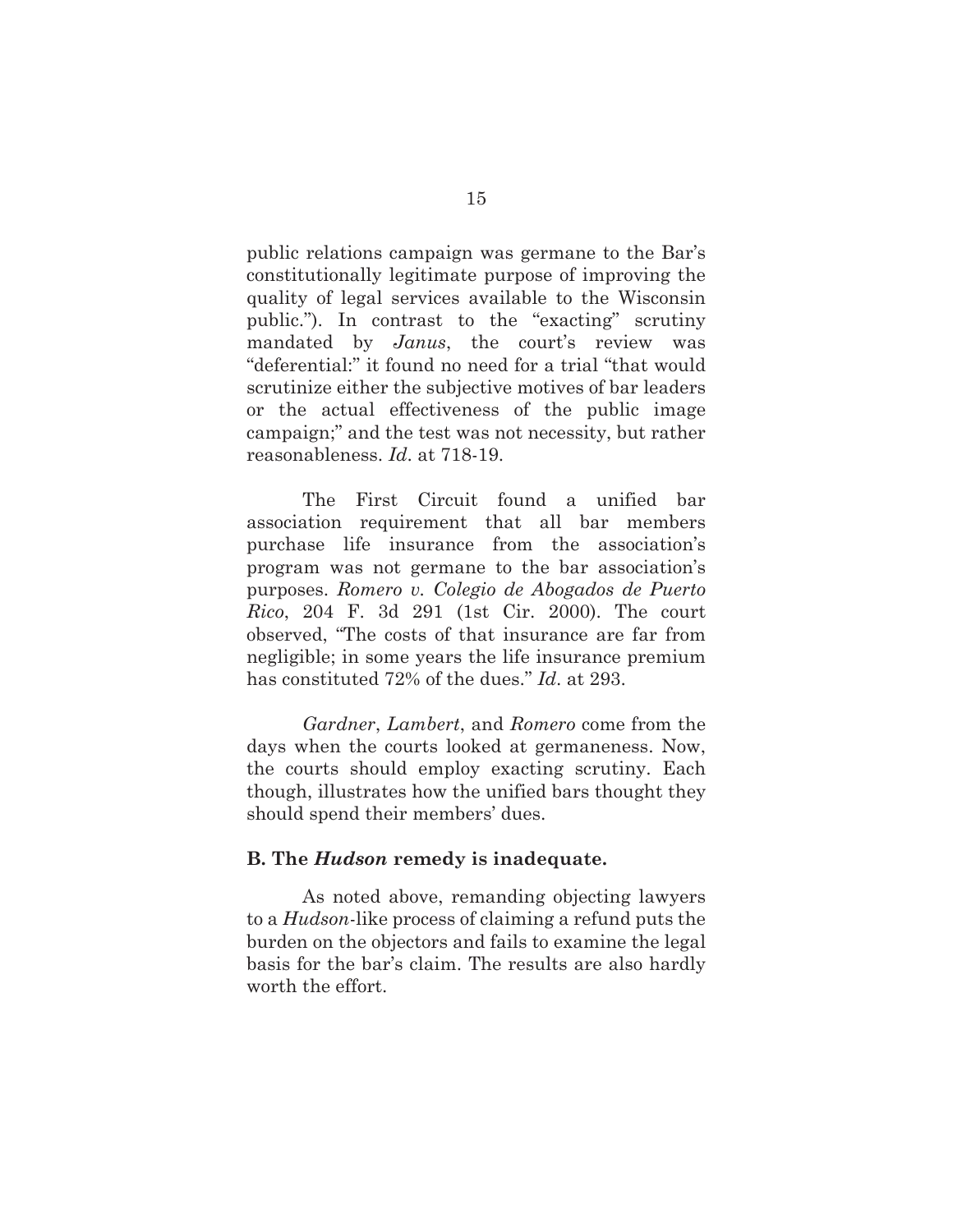public relations campaign was germane to the Bar's constitutionally legitimate purpose of improving the quality of legal services available to the Wisconsin public."). In contrast to the "exacting" scrutiny mandated by *Janus*, the court's review was "deferential:" it found no need for a trial "that would scrutinize either the subjective motives of bar leaders or the actual effectiveness of the public image campaign;" and the test was not necessity, but rather reasonableness. *Id*. at 718-19.

The First Circuit found a unified bar association requirement that all bar members purchase life insurance from the association's program was not germane to the bar association's purposes. *Romero v. Colegio de Abogados de Puerto Rico*, 204 F. 3d 291 (1st Cir. 2000). The court observed, "The costs of that insurance are far from negligible; in some years the life insurance premium has constituted 72% of the dues." *Id*. at 293.

*Gardner*, *Lambert*, and *Romero* come from the days when the courts looked at germaneness. Now, the courts should employ exacting scrutiny. Each though, illustrates how the unified bars thought they should spend their members' dues.

### B. The *Hudson* remedy is inadequate.

As noted above, remanding objecting lawyers to a *Hudson*-like process of claiming a refund puts the burden on the objectors and fails to examine the legal basis for the bar's claim. The results are also hardly worth the effort.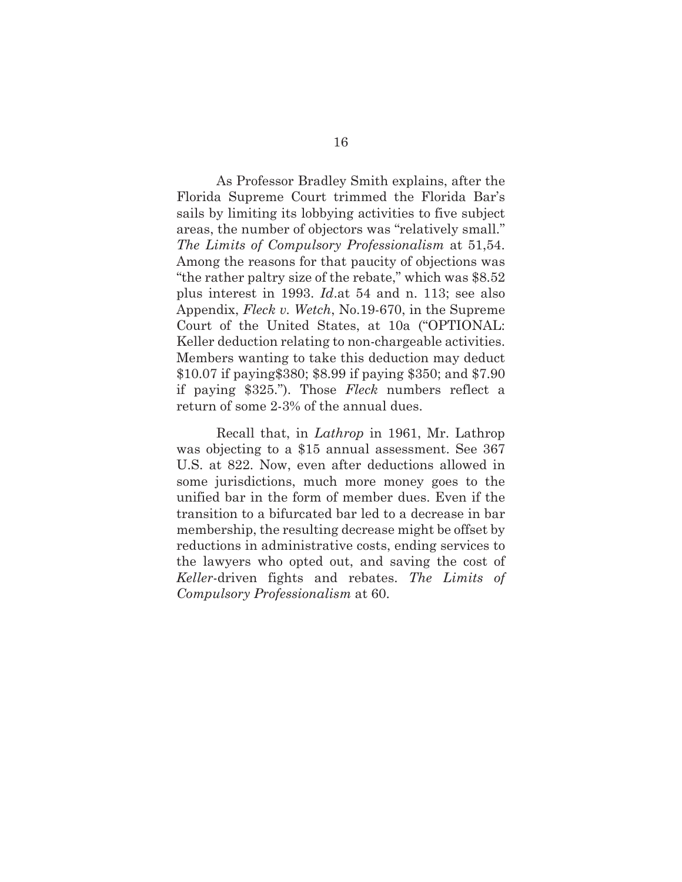As Professor Bradley Smith explains, after the Florida Supreme Court trimmed the Florida Bar's sails by limiting its lobbying activities to five subject areas, the number of objectors was "relatively small." *The Limits of Compulsory Professionalism* at 51,54. Among the reasons for that paucity of objections was "the rather paltry size of the rebate," which was $8.52 plus interest in 1993. *Id.*at 54 and n. 113; see also Appendix, *Fleck v. Wetch*, No.19-670, in the Supreme Court of the United States, at 10a ("OPTIONAL: Keller deduction relating to non-chargeable activities. Members wanting to take this deduction may deduct $10.07 if paying$380; $8.99 if paying $350; and $7.90 if paying $325."). Those *Fleck* numbers reflect a return of some 2-3% of the annual dues.

Recall that, in *Lathrop* in 1961, Mr. Lathrop was objecting to a $15 annual assessment. See 367 U.S. at 822. Now, even after deductions allowed in some jurisdictions, much more money goes to the unified bar in the form of member dues. Even if the transition to a bifurcated bar led to a decrease in bar membership, the resulting decrease might be offset by reductions in administrative costs, ending services to the lawyers who opted out, and saving the cost of *Keller*-driven fights and rebates. *The Limits of Compulsory Professionalism* at 60.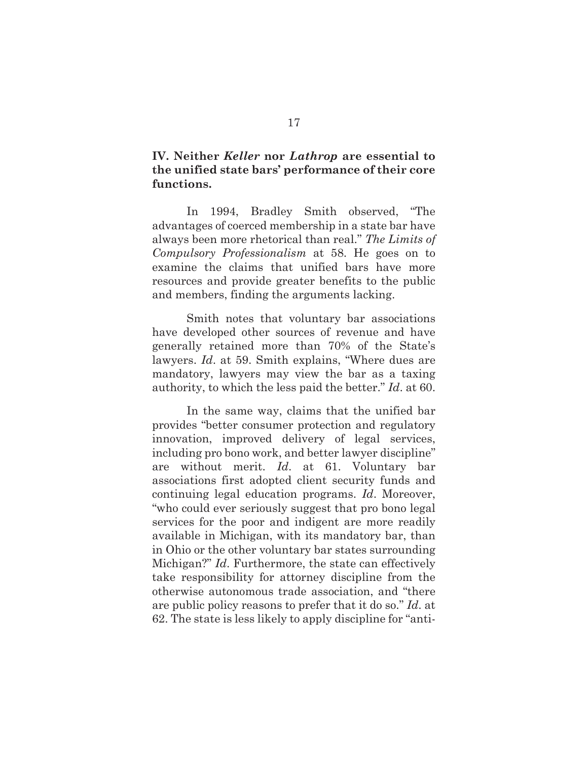## IV. Neither *Keller* nor *Lathrop* are essential to the unified state bars' performance of their core functions.

In 1994, Bradley Smith observed, "The advantages of coerced membership in a state bar have always been more rhetorical than real." *The Limits of Compulsory Professionalism* at 58. He goes on to examine the claims that unified bars have more resources and provide greater benefits to the public and members, finding the arguments lacking.

Smith notes that voluntary bar associations have developed other sources of revenue and have generally retained more than 70% of the State's lawyers. *Id*. at 59. Smith explains, "Where dues are mandatory, lawyers may view the bar as a taxing authority, to which the less paid the better." *Id*. at 60.

In the same way, claims that the unified bar provides "better consumer protection and regulatory innovation, improved delivery of legal services, including pro bono work, and better lawyer discipline" are without merit. *Id*. at 61. Voluntary bar associations first adopted client security funds and continuing legal education programs. *Id*. Moreover, "who could ever seriously suggest that pro bono legal services for the poor and indigent are more readily available in Michigan, with its mandatory bar, than in Ohio or the other voluntary bar states surrounding Michigan?" *Id*. Furthermore, the state can effectively take responsibility for attorney discipline from the otherwise autonomous trade association, and "there are public policy reasons to prefer that it do so." *Id*. at 62. The state is less likely to apply discipline for "anti-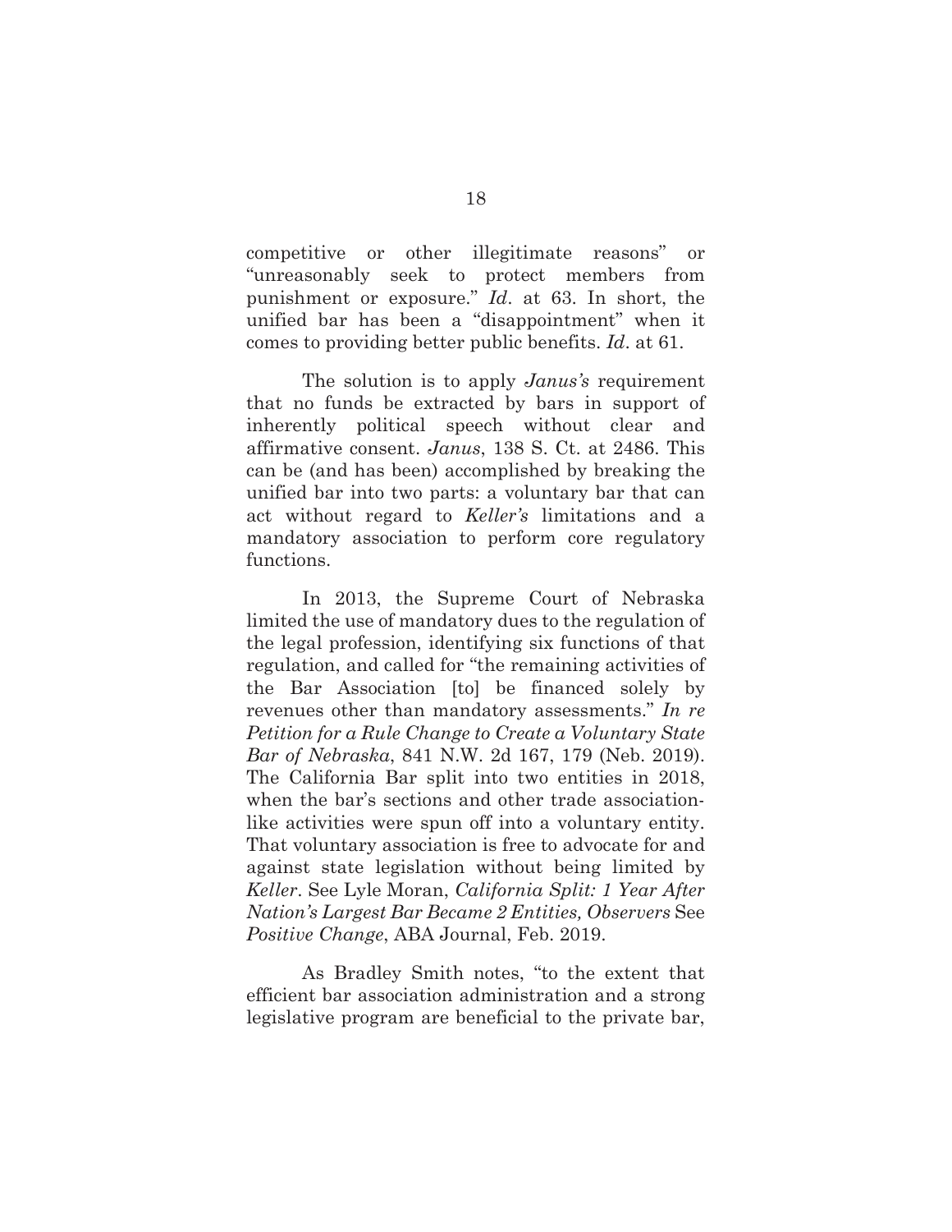competitive or other illegitimate reasons" or "unreasonably seek to protect members from punishment or exposure." *Id*. at 63. In short, the unified bar has been a "disappointment" when it comes to providing better public benefits. *Id*. at 61.

The solution is to apply *Janus's* requirement that no funds be extracted by bars in support of inherently political speech without clear and affirmative consent. *Janus*, 138 S. Ct. at 2486. This can be (and has been) accomplished by breaking the unified bar into two parts: a voluntary bar that can act without regard to *Keller's* limitations and a mandatory association to perform core regulatory functions.

In 2013, the Supreme Court of Nebraska limited the use of mandatory dues to the regulation of the legal profession, identifying six functions of that regulation, and called for "the remaining activities of the Bar Association [to] be financed solely by revenues other than mandatory assessments." *In re Petition for a Rule Change to Create a Voluntary State Bar of Nebraska*, 841 N.W. 2d 167, 179 (Neb. 2019). The California Bar split into two entities in 2018, when the bar's sections and other trade association-like activities were spun off into a voluntary entity. That voluntary association is free to advocate for and against state legislation without being limited by *Keller*. See Lyle Moran, *California Split: 1 Year After Nation's Largest Bar Became 2 Entities, Observers* See *Positive Change*, ABA Journal, Feb. 2019.

As Bradley Smith notes, "to the extent that efficient bar association administration and a strong legislative program are beneficial to the private bar,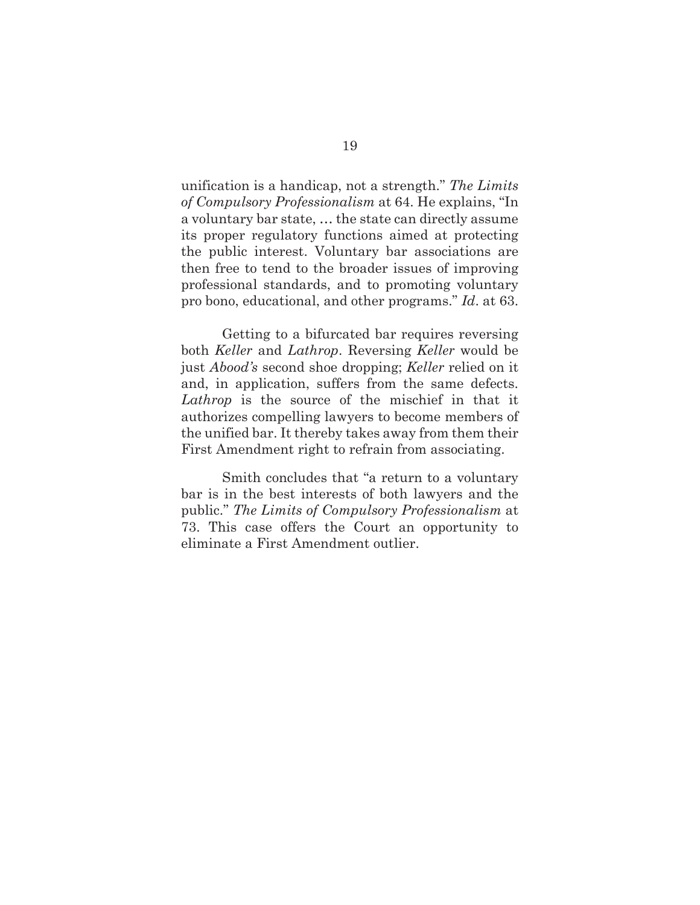unification is a handicap, not a strength." *The Limits of Compulsory Professionalism* at 64. He explains, "In a voluntary bar state, … the state can directly assume its proper regulatory functions aimed at protecting the public interest. Voluntary bar associations are then free to tend to the broader issues of improving professional standards, and to promoting voluntary pro bono, educational, and other programs." *Id*. at 63.

Getting to a bifurcated bar requires reversing both *Keller* and *Lathrop*. Reversing *Keller* would be just *Abood's* second shoe dropping; *Keller* relied on it and, in application, suffers from the same defects. *Lathrop* is the source of the mischief in that it authorizes compelling lawyers to become members of the unified bar. It thereby takes away from them their First Amendment right to refrain from associating.

Smith concludes that "a return to a voluntary bar is in the best interests of both lawyers and the public." *The Limits of Compulsory Professionalism* at 73. This case offers the Court an opportunity to eliminate a First Amendment outlier.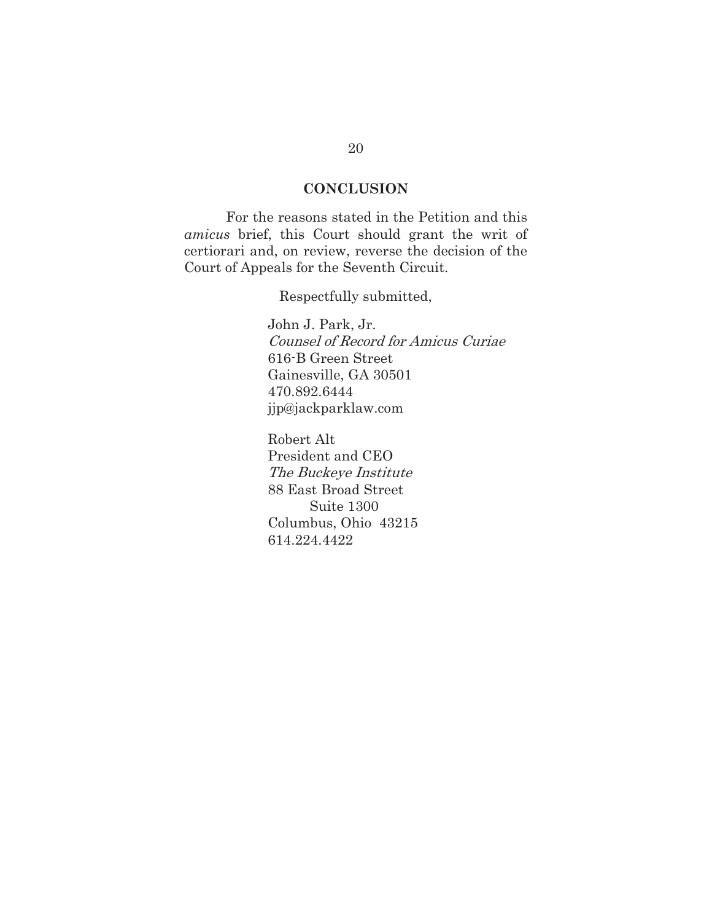## CONCLUSION

For the reasons stated in the Petition and this *amicus* brief, this Court should grant the writ of certiorari and, on review, reverse the decision of the Court of Appeals for the Seventh Circuit.

Respectfully submitted,

John J. Park, Jr.  
*Counsel of Record for Amicus Curiae*  
616-B Green Street  
Gainesville, GA 30501  
470.892.6444  
jjp@jackparklaw.com

Robert Alt  
President and CEO  
*The Buckeye Institute*  
88 East Broad Street  
Suite 1300  
Columbus, Ohio 43215  
614.224.4422